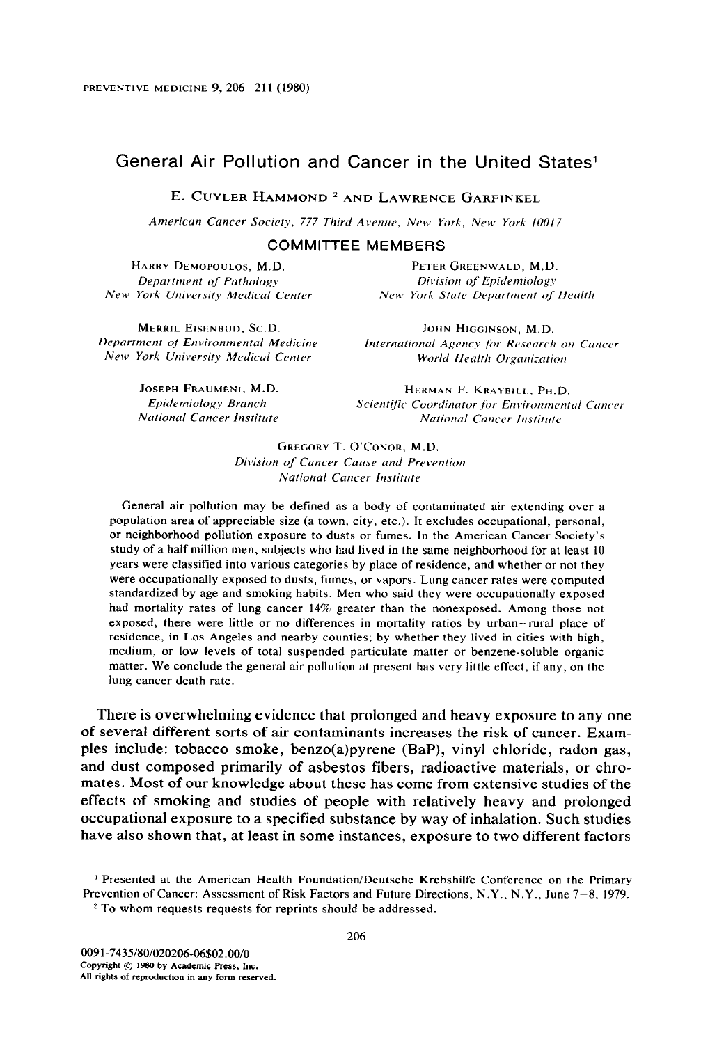# General Air Pollution and Cancer in the United States[1]

E. CUYLER HAMMOND [2] AND LAWRENCE GARFINKEL

*American Cancer Society, 777 Third Avenue, New York, New York 10017*

## COMMITTEE MEMBERS

HARRY DEMOPOULOS, M.D.
*Department of Pathology*
*New York University Medical Center*

PETER GREENWALD, M.D.
*Division of Epidemiology*
*New York State Department of Health*

MERRIL EISENBUD, SC.D.
*Department of Environmental Medicine*
*New York University Medical Center*

JOHN HIGGINSON, M.D.
*International Agency for Research on Cancer*
*World Health Organization*

JOSEPH FRAUMENI, M.D.
*Epidemiology Branch*
*National Cancer Institute*

HERMAN F. KRAYBILL, PH.D.
*Scientific Coordinator for Environmental Cancer*
*National Cancer Institute*

GREGORY T. O'CONOR, M.D.
*Division of Cancer Cause and Prevention*
*National Cancer Institute*

General air pollution may be defined as a body of contaminated air extending over a population area of appreciable size (a town, city, etc.). It excludes occupational, personal, or neighborhood pollution exposure to dusts or fumes. In the American Cancer Society's study of a half million men, subjects who had lived in the same neighborhood for at least 10 years were classified into various categories by place of residence, and whether or not they were occupationally exposed to dusts, fumes, or vapors. Lung cancer rates were computed standardized by age and smoking habits. Men who said they were occupationally exposed had mortality rates of lung cancer 14% greater than the nonexposed. Among those not exposed, there were little or no differences in mortality ratios by urban–rural place of residence, in Los Angeles and nearby counties; by whether they lived in cities with high, medium, or low levels of total suspended particulate matter or benzene-soluble organic matter. We conclude the general air pollution at present has very little effect, if any, on the lung cancer death rate.

There is overwhelming evidence that prolonged and heavy exposure to any one of several different sorts of air contaminants increases the risk of cancer. Examples include: tobacco smoke, benzo(a)pyrene (BaP), vinyl chloride, radon gas, and dust composed primarily of asbestos fibers, radioactive materials, or chromates. Most of our knowledge about these has come from extensive studies of the effects of smoking and studies of people with relatively heavy and prolonged occupational exposure to a specified substance by way of inhalation. Such studies have also shown that, at least in some instances, exposure to two different factors

[1] Presented at the American Health Foundation/Deutsche Krebshilfe Conference on the Primary Prevention of Cancer: Assessment of Risk Factors and Future Directions, N.Y., N.Y., June 7–8, 1979.

[2] To whom requests requests for reprints should be addressed.

0091-7435/80/020206-06$02.00/0
Copyright © 1980 by Academic Press, Inc.
All rights of reproduction in any form reserved.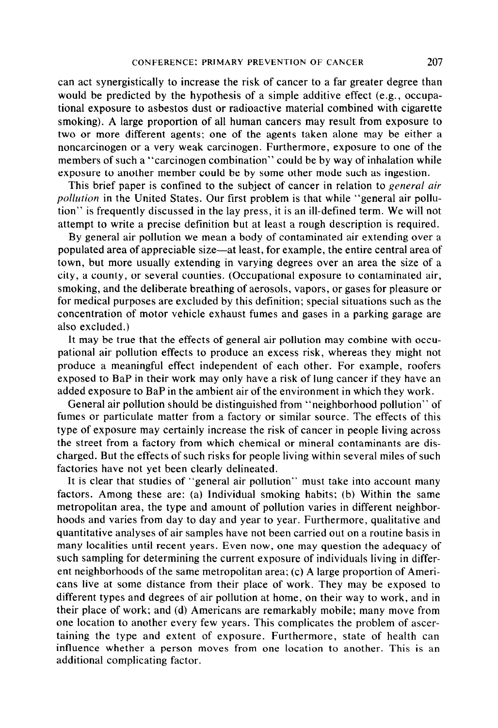can act synergistically to increase the risk of cancer to a far greater degree than would be predicted by the hypothesis of a simple additive effect (e.g., occupational exposure to asbestos dust or radioactive material combined with cigarette smoking). A large proportion of all human cancers may result from exposure to two or more different agents; one of the agents taken alone may be either a noncarcinogen or a very weak carcinogen. Furthermore, exposure to one of the members of such a "carcinogen combination" could be by way of inhalation while exposure to another member could be by some other mode such as ingestion.

This brief paper is confined to the subject of cancer in relation to *general air pollution* in the United States. Our first problem is that while "general air pollution" is frequently discussed in the lay press, it is an ill-defined term. We will not attempt to write a precise definition but at least a rough description is required.

By general air pollution we mean a body of contaminated air extending over a populated area of appreciable size—at least, for example, the entire central area of town, but more usually extending in varying degrees over an area the size of a city, a county, or several counties. (Occupational exposure to contaminated air, smoking, and the deliberate breathing of aerosols, vapors, or gases for pleasure or for medical purposes are excluded by this definition; special situations such as the concentration of motor vehicle exhaust fumes and gases in a parking garage are also excluded.)

It may be true that the effects of general air pollution may combine with occupational air pollution effects to produce an excess risk, whereas they might not produce a meaningful effect independent of each other. For example, roofers exposed to BaP in their work may only have a risk of lung cancer if they have an added exposure to BaP in the ambient air of the environment in which they work.

General air pollution should be distinguished from "neighborhood pollution" of fumes or particulate matter from a factory or similar source. The effects of this type of exposure may certainly increase the risk of cancer in people living across the street from a factory from which chemical or mineral contaminants are discharged. But the effects of such risks for people living within several miles of such factories have not yet been clearly delineated.

It is clear that studies of "general air pollution" must take into account many factors. Among these are: (a) Individual smoking habits; (b) Within the same metropolitan area, the type and amount of pollution varies in different neighborhoods and varies from day to day and year to year. Furthermore, qualitative and quantitative analyses of air samples have not been carried out on a routine basis in many localities until recent years. Even now, one may question the adequacy of such sampling for determining the current exposure of individuals living in different neighborhoods of the same metropolitan area; (c) A large proportion of Americans live at some distance from their place of work. They may be exposed to different types and degrees of air pollution at home, on their way to work, and in their place of work; and (d) Americans are remarkably mobile; many move from one location to another every few years. This complicates the problem of ascertaining the type and extent of exposure. Furthermore, state of health can influence whether a person moves from one location to another. This is an additional complicating factor.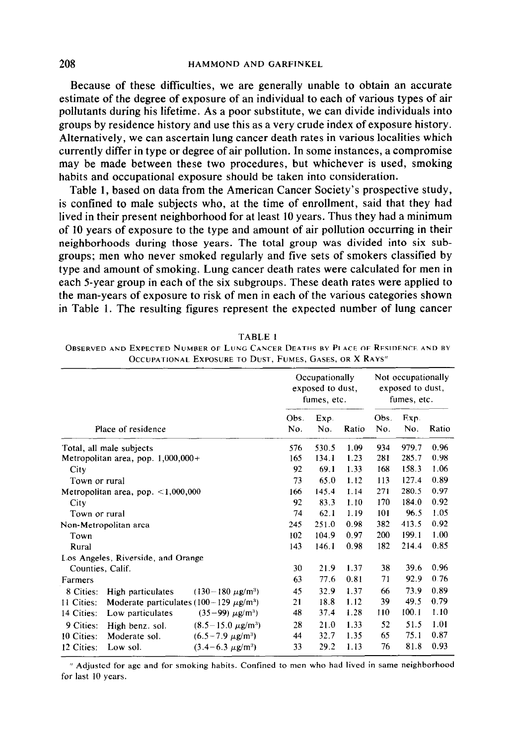Because of these difficulties, we are generally unable to obtain an accurate estimate of the degree of exposure of an individual to each of various types of air pollutants during his lifetime. As a poor substitute, we can divide individuals into groups by residence history and use this as a very crude index of exposure history. Alternatively, we can ascertain lung cancer death rates in various localities which currently differ in type or degree of air pollution. In some instances, a compromise may be made between these two procedures, but whichever is used, smoking habits and occupational exposure should be taken into consideration.

Table 1, based on data from the American Cancer Society's prospective study, is confined to male subjects who, at the time of enrollment, said that they had lived in their present neighborhood for at least 10 years. Thus they had a minimum of 10 years of exposure to the type and amount of air pollution occurring in their neighborhoods during those years. The total group was divided into six subgroups; men who never smoked regularly and five sets of smokers classified by type and amount of smoking. Lung cancer death rates were calculated for men in each 5-year group in each of the six subgroups. These death rates were applied to the man-years of exposure to risk of men in each of the various categories shown in Table 1. The resulting figures represent the expected number of lung cancer

TABLE 1

OBSERVED AND EXPECTED NUMBER OF LUNG CANCER DEATHS BY PLACE OF RESIDENCE AND BY OCCUPATIONAL EXPOSURE TO DUST, FUMES, GASES, OR X RAYS[a]

| Place of residence | Occupationally exposed to dust, fumes, etc. | | | Not occupationally exposed to dust, fumes, etc. | | |
|---|---|---|---|---|---|---|
| | Obs. No. | Exp. No. | Ratio | Obs. No. | Exp. No. | Ratio |
| Total, all male subjects | 576 | 530.5 | 1.09 | 934 | 979.7 | 0.96 |
| Metropolitan area, pop. 1,000,000+ | 165 | 134.1 | 1.23 | 281 | 285.7 | 0.98 |
| City | 92 | 69.1 | 1.33 | 168 | 158.3 | 1.06 |
| Town or rural | 73 | 65.0 | 1.12 | 113 | 127.4 | 0.89 |
| Metropolitan area, pop. <1,000,000 | 166 | 145.4 | 1.14 | 271 | 280.5 | 0.97 |
| City | 92 | 83.3 | 1.10 | 170 | 184.0 | 0.92 |
| Town or rural | 74 | 62.1 | 1.19 | 101 | 96.5 | 1.05 |
| Non-Metropolitan area | 245 | 251.0 | 0.98 | 382 | 413.5 | 0.92 |
| Town | 102 | 104.9 | 0.97 | 200 | 199.1 | 1.00 |
| Rural | 143 | 146.1 | 0.98 | 182 | 214.4 | 0.85 |
| Los Angeles, Riverside, and Orange Counties, Calif. | 30 | 21.9 | 1.37 | 38 | 39.6 | 0.96 |
| Farmers | 63 | 77.6 | 0.81 | 71 | 92.9 | 0.76 |
| 8 Cities: High particulates (130–180 μg/m³) | 45 | 32.9 | 1.37 | 66 | 73.9 | 0.89 |
| 11 Cities: Moderate particulates (100–129 μg/m³) | 21 | 18.8 | 1.12 | 39 | 49.5 | 0.79 |
| 14 Cities: Low particulates (35–99) μg/m³) | 48 | 37.4 | 1.28 | 110 | 100.1 | 1.10 |
| 9 Cities: High benz. sol. (8.5–15.0 μg/m³) | 28 | 21.0 | 1.33 | 52 | 51.5 | 1.01 |
| 10 Cities: Moderate sol. (6.5–7.9 μg/m³) | 44 | 32.7 | 1.35 | 65 | 75.1 | 0.87 |
| 12 Cities: Low sol. (3.4–6.3 μg/m³) | 33 | 29.2 | 1.13 | 76 | 81.8 | 0.93 |

[a] Adjusted for age and for smoking habits. Confined to men who had lived in same neighborhood for last 10 years.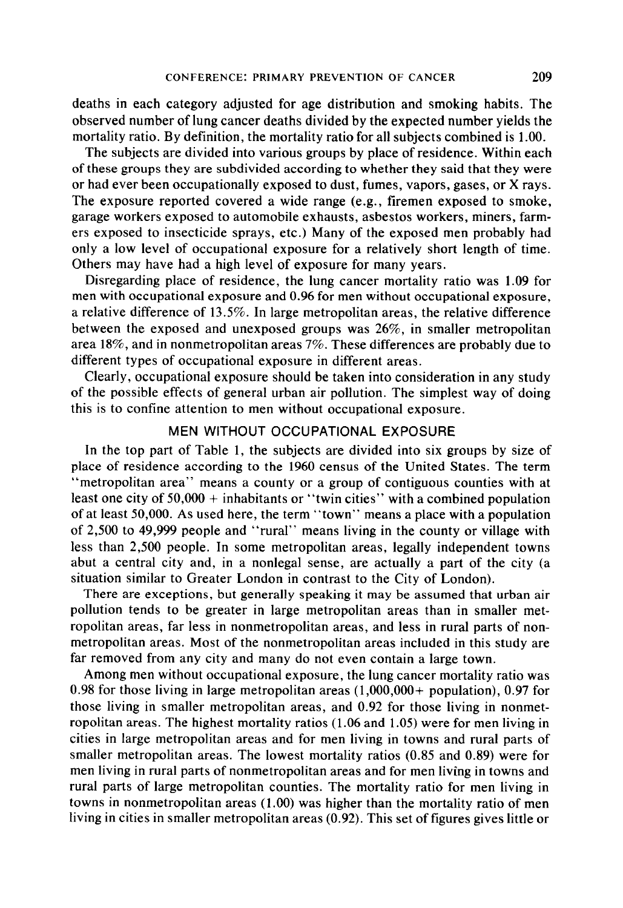deaths in each category adjusted for age distribution and smoking habits. The observed number of lung cancer deaths divided by the expected number yields the mortality ratio. By definition, the mortality ratio for all subjects combined is 1.00.

The subjects are divided into various groups by place of residence. Within each of these groups they are subdivided according to whether they said that they were or had ever been occupationally exposed to dust, fumes, vapors, gases, or X rays. The exposure reported covered a wide range (e.g., firemen exposed to smoke, garage workers exposed to automobile exhausts, asbestos workers, miners, farmers exposed to insecticide sprays, etc.) Many of the exposed men probably had only a low level of occupational exposure for a relatively short length of time. Others may have had a high level of exposure for many years.

Disregarding place of residence, the lung cancer mortality ratio was 1.09 for men with occupational exposure and 0.96 for men without occupational exposure, a relative difference of 13.5%. In large metropolitan areas, the relative difference between the exposed and unexposed groups was 26%, in smaller metropolitan area 18%, and in nonmetropolitan areas 7%. These differences are probably due to different types of occupational exposure in different areas.

Clearly, occupational exposure should be taken into consideration in any study of the possible effects of general urban air pollution. The simplest way of doing this is to confine attention to men without occupational exposure.

## MEN WITHOUT OCCUPATIONAL EXPOSURE

In the top part of Table 1, the subjects are divided into six groups by size of place of residence according to the 1960 census of the United States. The term "metropolitan area" means a county or a group of contiguous counties with at least one city of 50,000 + inhabitants or "twin cities" with a combined population of at least 50,000. As used here, the term "town" means a place with a population of 2,500 to 49,999 people and "rural" means living in the county or village with less than 2,500 people. In some metropolitan areas, legally independent towns abut a central city and, in a nonlegal sense, are actually a part of the city (a situation similar to Greater London in contrast to the City of London).

There are exceptions, but generally speaking it may be assumed that urban air pollution tends to be greater in large metropolitan areas than in smaller metropolitan areas, far less in nonmetropolitan areas, and less in rural parts of nonmetropolitan areas. Most of the nonmetropolitan areas included in this study are far removed from any city and many do not even contain a large town.

Among men without occupational exposure, the lung cancer mortality ratio was 0.98 for those living in large metropolitan areas (1,000,000+ population), 0.97 for those living in smaller metropolitan areas, and 0.92 for those living in nonmetropolitan areas. The highest mortality ratios (1.06 and 1.05) were for men living in cities in large metropolitan areas and for men living in towns and rural parts of smaller metropolitan areas. The lowest mortality ratios (0.85 and 0.89) were for men living in rural parts of nonmetropolitan areas and for men living in towns and rural parts of large metropolitan counties. The mortality ratio for men living in towns in nonmetropolitan areas (1.00) was higher than the mortality ratio of men living in cities in smaller metropolitan areas (0.92). This set of figures gives little or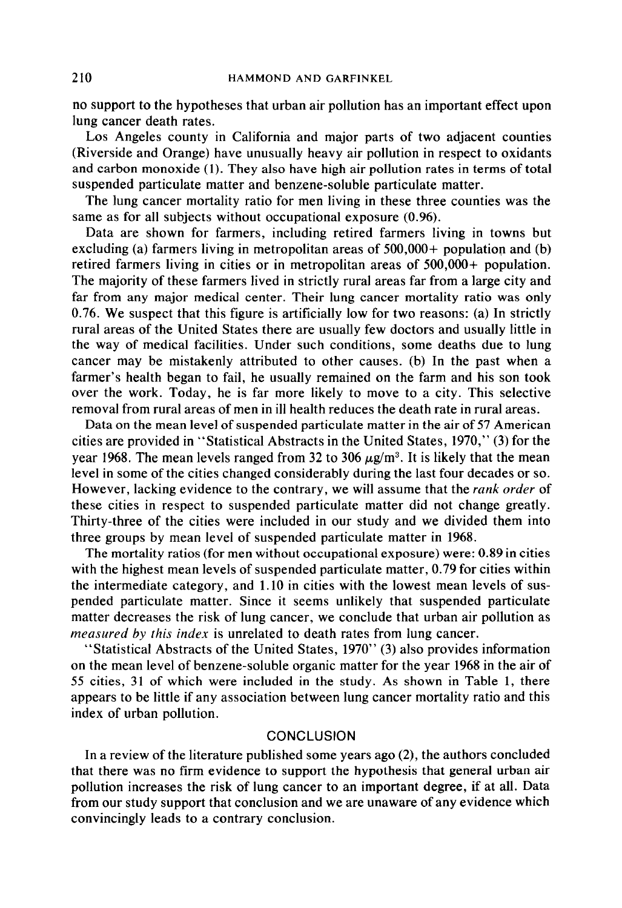no support to the hypotheses that urban air pollution has an important effect upon lung cancer death rates.

Los Angeles county in California and major parts of two adjacent counties (Riverside and Orange) have unusually heavy air pollution in respect to oxidants and carbon monoxide (1). They also have high air pollution rates in terms of total suspended particulate matter and benzene-soluble particulate matter.

The lung cancer mortality ratio for men living in these three counties was the same as for all subjects without occupational exposure (0.96).

Data are shown for farmers, including retired farmers living in towns but excluding (a) farmers living in metropolitan areas of 500,000+ population and (b) retired farmers living in cities or in metropolitan areas of 500,000+ population. The majority of these farmers lived in strictly rural areas far from a large city and far from any major medical center. Their lung cancer mortality ratio was only 0.76. We suspect that this figure is artificially low for two reasons: (a) In strictly rural areas of the United States there are usually few doctors and usually little in the way of medical facilities. Under such conditions, some deaths due to lung cancer may be mistakenly attributed to other causes. (b) In the past when a farmer's health began to fail, he usually remained on the farm and his son took over the work. Today, he is far more likely to move to a city. This selective removal from rural areas of men in ill health reduces the death rate in rural areas.

Data on the mean level of suspended particulate matter in the air of 57 American cities are provided in "Statistical Abstracts in the United States, 1970," (3) for the year 1968. The mean levels ranged from 32 to 306 $\mu g/m^3$. It is likely that the mean level in some of the cities changed considerably during the last four decades or so. However, lacking evidence to the contrary, we will assume that the *rank order* of these cities in respect to suspended particulate matter did not change greatly. Thirty-three of the cities were included in our study and we divided them into three groups by mean level of suspended particulate matter in 1968.

The mortality ratios (for men without occupational exposure) were: 0.89 in cities with the highest mean levels of suspended particulate matter, 0.79 for cities within the intermediate category, and 1.10 in cities with the lowest mean levels of suspended particulate matter. Since it seems unlikely that suspended particulate matter decreases the risk of lung cancer, we conclude that urban air pollution as *measured by this index* is unrelated to death rates from lung cancer.

"Statistical Abstracts of the United States, 1970" (3) also provides information on the mean level of benzene-soluble organic matter for the year 1968 in the air of 55 cities, 31 of which were included in the study. As shown in Table 1, there appears to be little if any association between lung cancer mortality ratio and this index of urban pollution.

## CONCLUSION

In a review of the literature published some years ago (2), the authors concluded that there was no firm evidence to support the hypothesis that general urban air pollution increases the risk of lung cancer to an important degree, if at all. Data from our study support that conclusion and we are unaware of any evidence which convincingly leads to a contrary conclusion.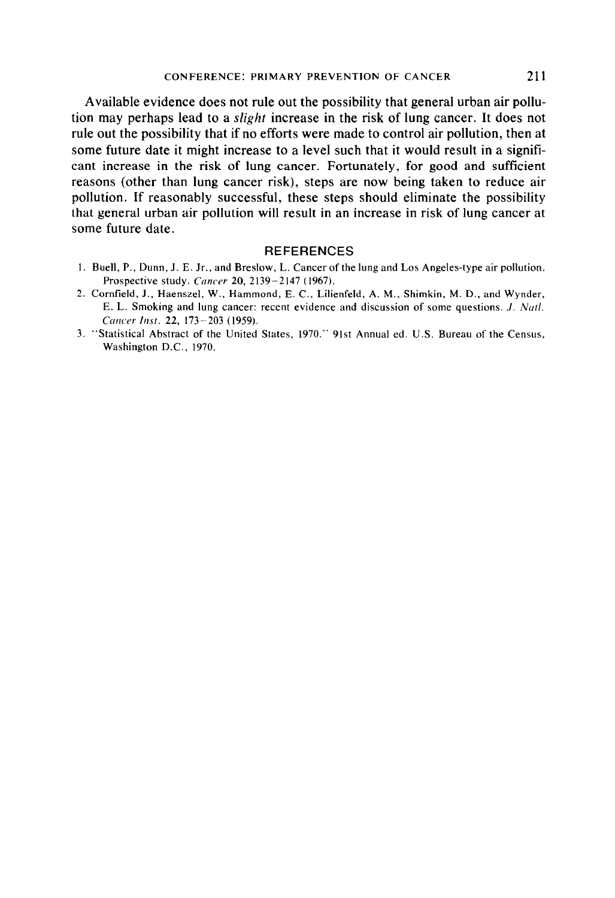Available evidence does not rule out the possibility that general urban air pollution may perhaps lead to a *slight* increase in the risk of lung cancer. It does not rule out the possibility that if no efforts were made to control air pollution, then at some future date it might increase to a level such that it would result in a significant increase in the risk of lung cancer. Fortunately, for good and sufficient reasons (other than lung cancer risk), steps are now being taken to reduce air pollution. If reasonably successful, these steps should eliminate the possibility that general urban air pollution will result in an increase in risk of lung cancer at some future date.

## REFERENCES

1. Buell, P., Dunn, J. E. Jr., and Breslow, L. Cancer of the lung and Los Angeles-type air pollution. Prospective study. *Cancer* 20, 2139–2147 (1967).
2. Cornfield, J., Haenszel, W., Hammond, E. C., Lilienfeld, A. M., Shimkin, M. D., and Wynder, E. L. Smoking and lung cancer: recent evidence and discussion of some questions. *J. Natl. Cancer Inst.* 22, 173–203 (1959).
3. "Statistical Abstract of the United States, 1970." 91st Annual ed. U.S. Bureau of the Census, Washington D.C., 1970.